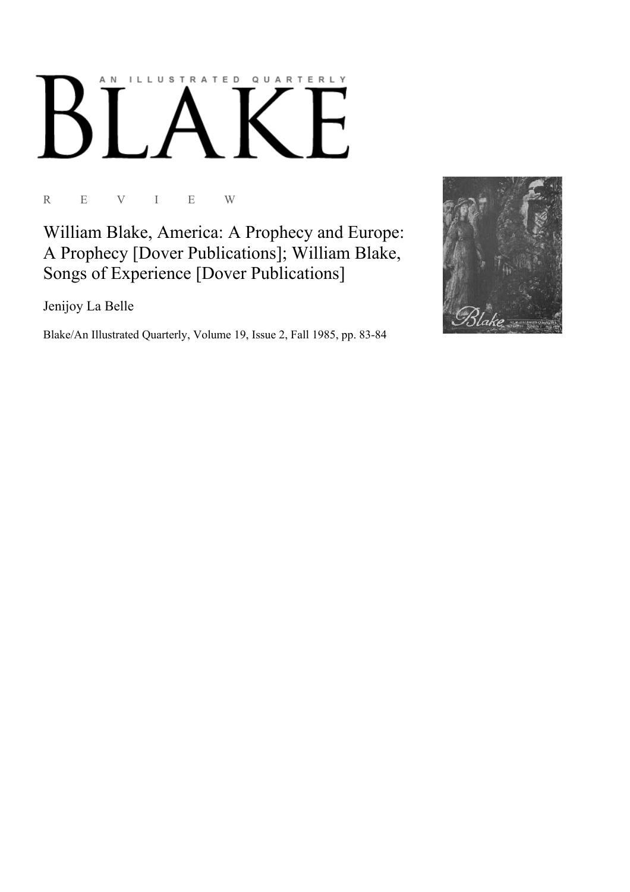# BLAKE

AN ILLUSTRATED QUARTERLY

R E V I E W

## William Blake, America: A Prophecy and Europe: A Prophecy [Dover Publications]; William Blake, Songs of Experience [Dover Publications]

Jenijoy La Belle

Blake/An Illustrated Quarterly, Volume 19, Issue 2, Fall 1985, pp. 83-84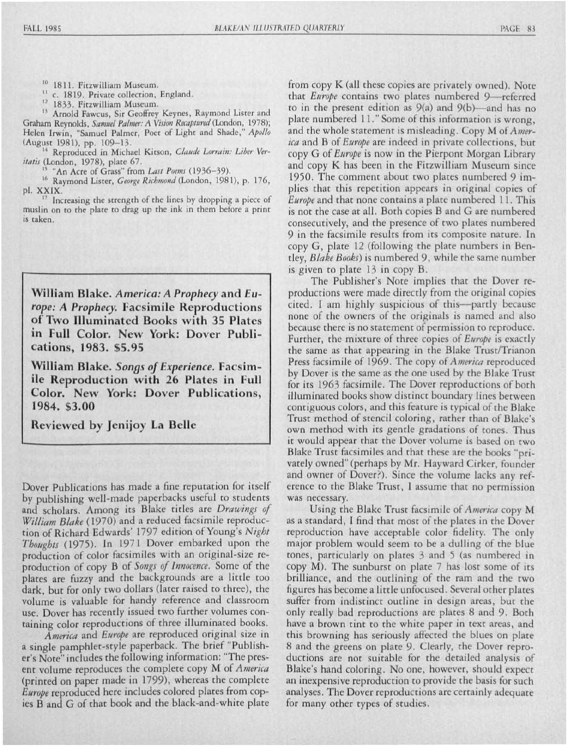[10] 1811. Fitzwilliam Museum.

[11] c. 1819. Private collection, England.

[12] 1833. Fitzwilliam Museum.

[13] Arnold Fawcus, Sir Geoffrey Keynes, Raymond Lister and Graham Reynolds, *Samuel Palmer: A Vision Recaptured* (London, 1978); Helen Irwin, "Samuel Palmer, Poet of Light and Shade," *Apollo* (August 1981), pp. 109–13.

[14] Reproduced in Michael Kitson, *Claude Lorrain: Liber Veritatis* (London, 1978), plate 67.

[15] "An Acre of Grass" from *Last Poems* (1936–39).

[16] Raymond Lister, *George Richmond* (London, 1981), p. 176, pl. XXIX.

[17] Increasing the strength of the lines by dropping a piece of muslin on to the plate to drag up the ink in them before a print is taken.

**William Blake. *America: A Prophecy* and *Europe: A Prophecy*. Facsimile Reproductions of Two Illuminated Books with 35 Plates in Full Color. New York: Dover Publications, 1983. $5.95**

**William Blake. *Songs of Experience*. Facsimile Reproduction with 26 Plates in Full Color. New York: Dover Publications, 1984. $3.00**

**Reviewed by Jenijoy La Belle**

Dover Publications has made a fine reputation for itself by publishing well-made paperbacks useful to students and scholars. Among its Blake titles are *Drawings of William Blake* (1970) and a reduced facsimile reproduction of Richard Edwards' 1797 edition of Young's *Night Thoughts* (1975). In 1971 Dover embarked upon the production of color facsimiles with an original-size reproduction of copy B of *Songs of Innocence*. Some of the plates are fuzzy and the backgrounds are a little too dark, but for only two dollars (later raised to three), the volume is valuable for handy reference and classroom use. Dover has recently issued two further volumes containing color reproductions of three illuminated books.

*America* and *Europe* are reproduced original size in a single pamphlet-style paperback. The brief "Publisher's Note" includes the following information: "The present volume reproduces the complete copy M of *America* (printed on paper made in 1799), whereas the complete *Europe* reproduced here includes colored plates from copies B and G of that book and the black-and-white plate from copy K (all these copies are privately owned). Note that *Europe* contains two plates numbered 9—referred to in the present edition as 9(a) and 9(b)—and has no plate numbered 11." Some of this information is wrong, and the whole statement is misleading. Copy M of *America* and B of *Europe* are indeed in private collections, but copy G of *Europe* is now in the Pierpont Morgan Library and copy K has been in the Fitzwilliam Museum since 1950. The comment about two plates numbered 9 implies that this repetition appears in original copies of *Europe* and that none contains a plate numbered 11. This is not the case at all. Both copies B and G are numbered consecutively, and the presence of two plates numbered 9 in the facsimile results from its composite nature. In copy G, plate 12 (following the plate numbers in Bentley, *Blake Books*) is numbered 9, while the same number is given to plate 13 in copy B.

The Publisher's Note implies that the Dover reproductions were made directly from the original copies cited. I am highly suspicious of this—partly because none of the owners of the originals is named and also because there is no statement of permission to reproduce. Further, the mixture of three copies of *Europe* is exactly the same as that appearing in the Blake Trust/Trianon Press facsimile of 1969. The copy of *America* reproduced by Dover is the same as the one used by the Blake Trust for its 1963 facsimile. The Dover reproductions of both illuminated books show distinct boundary lines between contiguous colors, and this feature is typical of the Blake Trust method of stencil coloring, rather than of Blake's own method with its gentle gradations of tones. Thus it would appear that the Dover volume is based on two Blake Trust facsimiles and that these are the books "privately owned" (perhaps by Mr. Hayward Cirker, founder and owner of Dover?). Since the volume lacks any reference to the Blake Trust, I assume that no permission was necessary.

Using the Blake Trust facsimile of *America* copy M as a standard, I find that most of the plates in the Dover reproduction have acceptable color fidelity. The only major problem would seem to be a dulling of the blue tones, particularly on plates 3 and 5 (as numbered in copy M). The sunburst on plate 7 has lost some of its brilliance, and the outlining of the ram and the two figures has become a little unfocused. Several other plates suffer from indistinct outline in design areas, but the only really bad reproductions are plates 8 and 9. Both have a brown tint to the white paper in text areas, and this browning has seriously affected the blues on plate 8 and the greens on plate 9. Clearly, the Dover reproductions are not suitable for the detailed analysis of Blake's hand coloring. No one, however, should expect an inexpensive reproduction to provide the basis for such analyses. The Dover reproductions are certainly adequate for many other types of studies.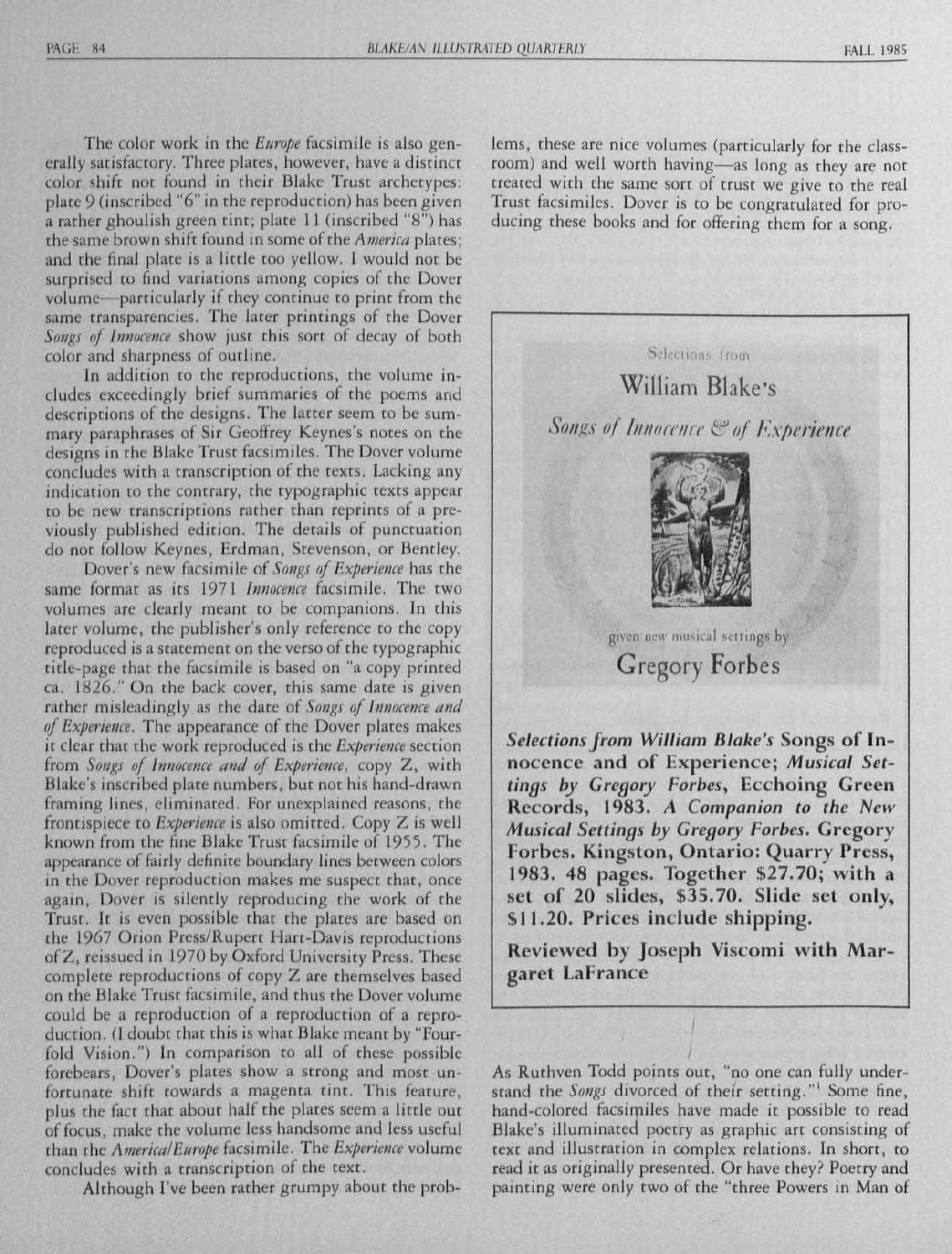The color work in the *Europe* facsimile is also generally satisfactory. Three plates, however, have a distinct color shift not found in their Blake Trust archetypes: plate 9 (inscribed "6" in the reproduction) has been given a rather ghoulish green tint; plate 11 (inscribed "8") has the same brown shift found in some of the *America* plates; and the final plate is a little too yellow. I would not be surprised to find variations among copies of the Dover volume—particularly if they continue to print from the same transparencies. The later printings of the Dover *Songs of Innocence* show just this sort of decay of both color and sharpness of outline.

In addition to the reproductions, the volume includes exceedingly brief summaries of the poems and descriptions of the designs. The latter seem to be summary paraphrases of Sir Geoffrey Keynes's notes on the designs in the Blake Trust facsimiles. The Dover volume concludes with a transcription of the texts. Lacking any indication to the contrary, the typographic texts appear to be new transcriptions rather than reprints of a previously published edition. The details of punctuation do not follow Keynes, Erdman, Stevenson, or Bentley.

Dover's new facsimile of *Songs of Experience* has the same format as its 1971 *Innocence* facsimile. The two volumes are clearly meant to be companions. In this later volume, the publisher's only reference to the copy reproduced is a statement on the verso of the typographic title-page that the facsimile is based on "a copy printed ca. 1826." On the back cover, this same date is given rather misleadingly as the date of *Songs of Innocence and of Experience*. The appearance of the Dover plates makes it clear that the work reproduced is the *Experience* section from *Songs of Innocence and of Experience*, copy Z, with Blake's inscribed plate numbers, but not his hand-drawn framing lines, eliminated. For unexplained reasons, the frontispiece to *Experience* is also omitted. Copy Z is well known from the fine Blake Trust facsimile of 1955. The appearance of fairly definite boundary lines between colors in the Dover reproduction makes me suspect that, once again, Dover is silently reproducing the work of the Trust. It is even possible that the plates are based on the 1967 Orion Press/Rupert Hart-Davis reproductions of Z, reissued in 1970 by Oxford University Press. These complete reproductions of copy Z are themselves based on the Blake Trust facsimile, and thus the Dover volume could be a reproduction of a reproduction of a reproduction. (I doubt that this is what Blake meant by "Fourfold Vision.") In comparison to all of these possible forebears, Dover's plates show a strong and most unfortunate shift towards a magenta tint. This feature, plus the fact that about half the plates seem a little out of focus, make the volume less handsome and less useful than the *America/Europe* facsimile. The *Experience* volume concludes with a transcription of the text.

Although I've been rather grumpy about the problems, these are nice volumes (particularly for the classroom) and well worth having—as long as they are not treated with the same sort of trust we give to the real Trust facsimiles. Dover is to be congratulated for producing these books and for offering them for a song.

---

Selections from

William Blake's

*Songs of Innocence & of Experience*

given new musical settings by

Gregory Forbes

***Selections from William Blake's* Songs of Innocence and of Experience; *Musical Settings by Gregory Forbes*, Ecchoing Green Records, 1983. *A Companion to the New Musical Settings by Gregory Forbes*. Gregory Forbes. Kingston, Ontario: Quarry Press, 1983. 48 pages. Together \$27.70; with a set of 20 slides, \$35.70. Slide set only, \$11.20. Prices include shipping.**

**Reviewed by Joseph Viscomi with Margaret LaFrance**

---

As Ruthven Todd points out, "no one can fully understand the *Songs* divorced of their setting."[1] Some fine, hand-colored facsimiles have made it possible to read Blake's illuminated poetry as graphic art consisting of text and illustration in complex relations. In short, to read it as originally presented. Or have they? Poetry and painting were only two of the "three Powers in Man of